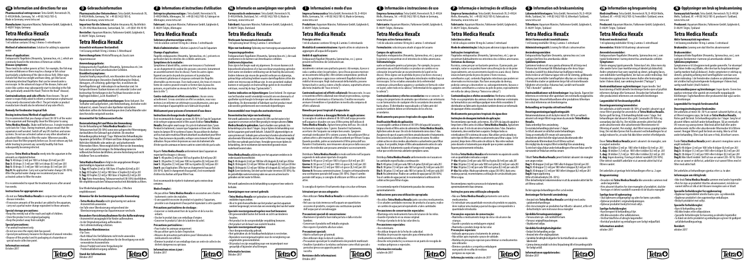# UK Information and directions for use

**Pharmaceutical entrepreneur:** Tetra GmbH, Herrenteich 78, D-49324 Melle, Germany, Tel. +49 (0) 5422/105-0, Made in Germany, www.tetra.net

**Manufacturer:** Aquarium Münster, Pahlsmeier GmbH, Galgheide 8, D-48291 Telgte, Germany

## Tetra Medica HexaEx

**Active pharmaceutical ingredient:** 1 ml solution contains 50 mg 2-Amino-5-nitrothiazole

**Method of administration:** Solution for adding to aquarium water

**Areas of application:** Endoparasitic flagellates (Hexamita, Spironucleus, etc.), which are commonly found in the intestines of American cichlids.

**Disease symptoms:** These tend to be rather general at first. For example, the fish may become withdrawn or there may be a change in fin colour (particularly a darkening of the skin in discus fish). Other signs include fish that lose weight and have slimy, gel-like faeces containing intestinal flagellates that can be viewed under a microscope. In the advanced stages of the disease, holes and ulcers can form in the head and lateral line region of the fish skin, particularly around the head ("hole in the head" disease).

**Contraindications and side effects:** None known. Animal keepers are asked to inform a veterinary surgeon or pharmacist of any previously unknown side effects.

**Remedy for freshwater tropical fish**

**Dosage instructions/Method of application:**
It is recommended that you change 30-50% of the water in the aquarium and thoroughly clean the filter prior to using Tetra Medica HexaEx. Shake well before use. A single treatment cycle lasts for 7 days. During treatment, please ensure that the aquarium is well aerated. Switch off any UV clarifiers and ozone systems. Do not use activated carbon or any other adsorbent or activated filter media to filter the water. Wherever possible, please clean the filter properly before use. Do not remove any fish while treating to prevent any currently healthy fish from subsequently becoming infected.

Dose **Tetra Medica HexaEx** evenly into the aquarium in the amounts as stipulated below:

**Day 1:** 40 drops (2 ml) per 100 l or 8 drops (0.4 ml) per 20 l
**Day 3:** 30 drops (1.5 ml) per 100 l or 6 drops (0.3 ml) per 20 l
**Day 5:** 30 drops (1.5 ml) per 100 l or 6 drops (0.3 ml) per 20 l
**Day 8:** No application. Carry out a partial water change (30-50%). After the partial water change we recommend you to use activated carbon to filter the water.

It is recommended to repeat the treatment process after around two weeks.

**Instructions for appropriate use:**
- Do not use Tetra Medica HexaEx in conjunction with any other disease remedies.
- If excessive amounts of the product are added to the aquarium, carry out a partial water change corresponding to the amount.

**Special storage precautions:**
- Keep the remedy out of the reach and sight of children.
- Store the product in its original packaging.
- Keep the product away from sunlight.

**Special precautions:**
- For animal treatment only.
- Do not use once the expiry date has passed.
- Special precautionary measures for disposal of unused remedies:
- Dispose of this product and its packaging at a hazardous or special waste collection point.

**Information revised:** October 2017

# D Gebrauchsinformation

**Pharmazeutischer Unternehmer:** Tetra GmbH, Herrenteich 78, D-49324 Melle, Germany, Tel. +49 (0) 5422/105-0, Made in Germany, www.tetra.net

**Importeur für die Schweiz:** Delphin Amazonia AG, Riedthlistr. 15, CH-4562 Biberist/Solothurn, Switzerland, Tel.: +41 (0)61 416 10 10

**Hersteller:** Aquarium Münster, Pahlsmeier GmbH, Galgheide 8, D-48291 Telgte, Germany

## Tetra Medica HexaEx

**Arzneilich wirksamer Bestandteil:** 1 ml Lösung enthält 50 mg 2-Amino-5-Nitrothiazol

**Darreichungsform:** Wirkstofflösung als Zusatz zum Aquarienwasser

**Anwendungsgebiete:** Endoparasitische Flagellaten (Hexamita, Spironucleus etc.) im Darmtrakt von amerikanischen Cichliden

**Krankheitssymptome:** Zunächst häufig unspezifisch, wie Absondern der Fische und Farbveränderungen (besonders Dunkelfärbung bei Diskus), Abmagern, oft schleimig-gallertiger Kot, in welchem Darmflagellaten ggf. mikroskopisch nachzuweisen sind. Im fortgeschrittenen Stadium können sich Löcher und Geschwüre im Kopfbereich und der Seitenlinie bilden, insbesondere im Kopfbereich („Loch-im-Kopf-Krankheit").

**Gegenanzeigen und Nebenwirkungen:** Keine bekannt. Der Tierhalter wird aufgefordert, jede Nebenwirkung, die bisher nicht bekannt ist, einem Tierarzt oder Apotheker mitzuteilen.

**Arzneimittel für Süßwasserzierfische**

**Dosierungsanleitung/Art und Weise der Anwendung:**
Vor der Behandlung mit **Tetra Medica HexaEx** einen Teilwasserwechsel (30-50%) sowie eine sachgerechte Filterreinigung durchführen. Vor Gebrauch gut schütteln. Ein einmaliger Behandlungszyklus beträgt 7 Tage. Während der Behandlung das Aquarium gut belüften. UV-Klärer und Ozon-Anlagen ausschalten. Nicht über Aktivkohle oder andere ad- und absorbierende Filtermedien filtern. Wenn möglich den Filter vor der Anwendung sachgerecht reinigen. Die Behandlung immer im vollbesetzten Becken durchführen, um eine Ansteckung noch nicht befallener Tiere zu verhindern.

**Tetra Medica HexaEx** in den unten angegebenen Mengen gleichmäßig im Aquarium verteilen:

**1. Tag:** 40 Tropfen (2 ml) je 100 l bzw. 8 Tropfen (0,4 ml) je 20 l
**3. Tag:** 30 Tropfen (1,5 ml) je 100 l bzw. 6 Tropfen (0,3 ml) je 20 l
**5. Tag:** 30 Tropfen (1,5 ml) je 100 l bzw. 6 Tropfen (0,3 ml) je 20 l
**8. Tag:** Keine Anwendung. Teilwasserwechsel (30-50%) durchführen. Wir empfehlen nach dem Teilwasserwechsel mit Aktivkohle zu filtern.

Eine Wiederholungsbehandlung ist nach ca. 2 Wochen empfehlenswert.

**Hinweise für die bestimmungsgemäße Anwendung:**
- **Tetra Medica HexaEx** nicht gleichzeitig mit anderen Arzneimitteln anwenden.
- Im Falle einer Überdosierung entsprechend der Überdosierungsmenge das Aquarienwasser wechseln.

**Besondere Vorsichtsmaßnahmen für die Aufbewahrung:**
- Arzneimittel unzugänglich für Kinder aufbewahren.
- In der Originalverpackung aufbewahren.
- Vor Lichteinstrahlung schützen.

**Besondere Warnhinweise:**
- Für Tiere.
- Nach Ablauf des Verfalldatums nicht mehr anwenden.
- Besondere Vorsichtsmaßnahmen für die Beseitigung von nicht verwendeten Arzneimitteln:
- Dieses Produkt und seine Verpackung der Problemabfallentsorgung zuführen.

**Stand der Information:** Oktober 2017

# F Informations et instructions d'utilisation

**Entreprise pharmaceutique:** Tetra GmbH, Herrenteich 78, D-49324 Melle, Allemagne, Tél. +49 (0) 5422/105-0, Fabriqué en Allemagne, www.tetra.net

**Fabricant:** Aquarium Münster, Pahlsmeier GmbH, Galgheide 8, D-48291 Telgte, Allemagne

## Tetra Medica HexaEx

**Substance pharmaceutique active:** 1 ml de solution contient 50 mg de 2-Amino-5-nitrothiazole

**Mode d'administration:** Solution à ajouter à l'eau de l'aquarium

**Champs d'application:** Flagellés endoparasites (Hexamita, Spironucleus, etc.), présents généralement dans les intestins des cichlidés américains.

**Symptômes de la maladie:** Symptômes d'abord diffus, comme une tendance à l'isolement ou un changement de couleur des poissons (assombrissement notamment chez les discus). Parmi les autres signes figurent une perte de poids des poissons et la production d'excréments gélatineux et visqueux contenant des flagellés observables au microscope. Aux stades avancés, des trous et des ulcères peuvent se former dans la peau des poissons, en particulier au niveau de la tête (« maladie des trous dans la tête »).

**Contre-indications et effets secondaires:** aucun connu actuellement. Si vous constatez un effet secondaire, nous vous invitons à en informer un vétérinaire ou un pharmacien.

**Médicament pour poissons d'ornement d'eau douce**

**Instructions de dosage/mode d'application:**
Il est recommandé de changer 30-50% de l'eau de l'aquarium et de nettoyer soigneusement le filtre avant d'utiliser Tetra Medica HexaEx. Bien agiter avant usage. Un cycle de traitement dure 7 jours. Pendant le traitement, s'assurer que l'aquarium est bien aéré. Éteindre les lampes UV et les systèmes d'ozone. Ne pas utiliser de charbon actif ou tout autre matériau filtrant adsorbant ou absorbant pour filtrer l'eau. Dans la mesure du possible, nettoyer correctement le filtre avant utilisation. Ne pas retirer de poissons au cours du traitement afin d'éviter que des animaux en bonne santé ne soient infectés par la suite.

Répartir **Tetra Medica HexaEx** uniformément dans l'aquarium en respectant les dosages ci-dessous.

**Jour 1:** 40 gouttes (2 ml) pour 100 l ou 8 gouttes (0,4 ml) pour 20 l
**Jour 3:** 30 gouttes (1,5 ml) pour 100 l ou 6 gouttes (0,3 ml) pour 20 l
**Jour 5:** 30 gouttes (1,5 ml) pour 100 l ou 6 gouttes (0,3 ml) pour 20 l
**Jour 8:** pas d'application. Effectuer un changement d'eau partiel (30-50%). Après le changement d'eau partiel, il est recommandé d'utiliser du charbon actif pour filtrer l'eau.

Il est recommandé de répéter le traitement après environ deux semaines.

**Mode d'emploi:**
- Ne pas utiliser Tetra Medica HexaEx en association avec d'autres traitements contre des maladies.
- Si une quantité excessive de produit est ajoutée à l'aquarium, procéder à un changement d'eau partiel équivalent à cette quantité.

**Précautions particulières de stockage:**
- Conserver ce médicament hors de la portée et de la vue des enfants.
- Stocker le produit dans son emballage d'origine.
- Conserver le produit à l'abri de la lumière du soleil.

**Précautions particulières:**
- Pour traiter les animaux uniquement.
- Ne pas utiliser après la date d'expiration.
- Mesures de précautions particulières pour l'élimination des médicaments non utilisés:
- Éliminer ce produit et son emballage dans un centre de collecte des déchets dangereux ou spéciaux.

**Information mise à jour:** Octobre 2017

# NL Informatie en aanwijzingen voor gebruik

**Farmaceutische ondernemer:** Tetra GmbH, Herrenteich 78, D-49324 Melle, Duitsland, Tel. +49 (0) 5422/105-0, Made in Germany, www.tetra.net

**Fabrikant:** Aquarium Münster, Pahlsmeier GmbH, Galgheide 8, D-48291 Telgte, Duitsland

## Tetra Medica HexaEx

**Werkzaam farmaceutisch bestanddeel:** 1 ml oplossing bevat 50 mg 2-amino-5-nitrothiazol

**Wijze van toediening:** Oplossing voor toevoeging aan aquariumwater

**Toepassingsgebieden:** Endoparasitaire flagellaten (Hexamita, Spironucleus etc.), die vaak voorkomen in de darmen van Amerikaanse cichliden.

**Ziekteverschijnselen:** Deze zijn in het begin vaak vrij algemeen. De vissen kunnen zich bijvoorbeeld afzonderen of er kan een kleurverandering optreden (met name een donkere verkleuring van de huid bij discusvissen). Andere tekenen zijn onder andere dat vissen gewicht verliezen en slijmerige, geleiachtige ontlasting hebben waarin darmflagellaten zitten die onder een microscoop zichtbaar zijn. In een gevorderd stadium van de ziekte kunnen er gaten en zweren in de kop- en zijlijnstreek van de vissenhuid ontstaan, vooral bij de kop ("gatenziekte").

**Contra-indicaties en bijwerkingen:** Geen bekend. De eigenaar van het dier wordt verzocht eventuele nog niet bekende bijwerkingen aan een dierenarts of apotheker te melden.

**Geneesmiddel voor tropische zoetwatervissen**

**Doseerinstructies/wijze van toediening:**
Het wordt aanbevolen om 30-50% van het water in het aquarium te verversen en het filter grondig te reinigen alvorens Tetra Medica HexaEx te gebruiken. Goed schudden voor gebruik. Een behandelingscyclus duurt 7 dagen. Zorg er tijdens de behandeling voor dat het aquarium goed wordt belucht. Schakel UV-apparatuur en ozonsystemen uit. Gebruik geen actieve kool of andere absorberende of adsorberende filtermedia om het water te filteren. Maak waar mogelijk het filter voor gebruik goed schoon. Verwijder geen vissen tijdens de behandeling, om te voorkomen dat momenteel gezonde vissen naderhand besmet raken.

Doseer **Tetra Medica HexaEx** gelijkmatig in het aquarium volgens de hieronder aangegeven hoeveelheden:

**Dag 1:** 40 druppels (2 ml) per 100 liter of 8 druppels (0,4 ml) per 20 liter
**Dag 3:** 30 druppels (1,5 ml) per 100 liter of 6 druppels (0,3 ml) per 20 liter
**Dag 5:** 30 druppels (1,5 ml) per 100 liter of 6 druppels (0,3 ml) per 20 liter
**Dag 8:** Geen toediening. Een deel van het water verversen (30-50%). Na de gedeeltelijke waterverversing raden we aan om actieve kool te gebruiken om het water te filteren.

Het wordt aanbevolen om de behandeling na ongeveer twee weken te herhalen.

**Aanwijzingen voor correct gebruik:**
- Tetra Medica HexaEx niet gebruiken in combinatie met andere middelen tegen ziektes.
- Als er te grote hoeveelheden van het product aan het aquarium worden toegevoegd, ververs dan een evenredig deel van het water.

**Speciale voorzorgsmaatregelen voor het bewaren:**
- Het geneesmiddel buiten het bereik en zicht van kinderen houden.
- Het product in de oorspronkelijke verpakking bewaren.
- Het product uit de buurt van zonlicht houden.

**Speciale voorzorgsmaatregelen:**
- Voor diergeneeskundig gebruik.
- Niet gebruiken als de houdbaarheidsdatum is verstreken.
- Bijzondere voorzorgsmaatregelen voor de verwijdering van ongebruikte geneesmiddelen:
- Dit product en zijn verpakking naar een inzamelpunt voor gevaarlijk of bijzonder afval brengen.

**Informatie herzien:** Oktober 2017

# I Informazioni e modo d'uso

**Impresa farmaceutica:** Tetra GmbH, Herrenteich 78, D-49324 Melle, Germania, Tel. +49 (0) 5422/105-0, Made in Germany, www.tetra.net

**Produttore:** Aquarium Münster, Pahlsmeier GmbH, Galgheide 8, D-48291 Telgte, Germania

## Tetra Medica HexaEx

**Principio attivo:** 1 ml di soluzione contiene 50 mg di 2-ammino-5-nitrotiazolo

**Modalità di somministrazione:** Agente attivo in soluzione da aggiungere all'acqua dell'acquario

**Ambiti di applicazione:** Endoparassiti flagellati (Hexamita, Spironucleus, ecc.), spesso presenti nell'intestino dei ciclidi americani

**Sintomi:** Inizialmente i sintomi sono piuttosto generici. Ad esempio, il pesce si isola o cambia colore (in particolare, i pesci Discus possono mostrare un inscurimento della pelle). Altri sintomi comprendono: perdita di peso, feci gelatinose e vischiose contenenti flagellati intestinali visibili al microscopio. Negli stadi avanzati della malattia, possono formarsi buchi e ascessi a livello della cute, soprattutto attorno alla testa ("malattia dei buchi").

**Controindicazioni ed effetti collaterali:** Nessuno noto. In caso si riscontrino effetti collaterali non rilevati in precedenza, si prega di informare il veterinario o il farmacista.

**Rimedio per pesci tropicali d'acqua dolce**

**Istruzioni relative a dosaggio/Metodo di applicazione:**
Si consiglia di cambiare il 30-50% dell'acqua e pulire bene il filtro prima dell'utilizzo di Tetra Medica HexaEx. Agitare bene prima dell'uso. Un ciclo di trattamento singolo dura 7 giorni. Durante il trattamento, assicurarsi che l'acquario sia ossigenato in modo adeguato. Spegnere eventuali sterilizzatori UV e sistemi a ozono. Non utilizzare filtri a carbone attivo o altri materiali filtranti assorbenti per filtrare l'acqua. Quando possibile, pulire accuratamente il filtro prima dell'uso. Durante il trattamento, non rimuovere alcun pesce onde evitare che i pesci sani vengano successivamente infettati.

Distribuire **Tetra Medica HexaEx** in modo uniforme nell'acquario seguendo le indicazioni riportate di seguito:

**Giorno 1:** 40 gocce (2 ml) per 100 l o 8 gocce (0,4 ml) per 20 l
**Giorno 3:** 30 gocce (1,5 ml) per 100 l o 6 gocce (0,3 ml) per 20 l
**Giorno 5:** 30 gocce (1,5 ml) per 100 l o 6 gocce (0,3 ml) per 20 l
**Giorno 8:** Nessuna somministrazione. Eseguire un cambio parziale dell'acqua (30-50%). Dopo il cambio parziale dell'acqua, si consiglia di utilizzare un filtro a carbone attivo.

Si consiglia di ripetere il trattamento dopo circa due settimane.

**Istruzioni per un uso adeguato:**
- Non utilizzare Tetra Medica HexaEx in combinazione con altri rimedi.
- Nel caso in cui vengano versate nell'acquario quantità eccessive di prodotto, eseguire un cambio parziale dell'acqua in proporzione.

**Precauzioni speciali di conservazione:**
- Mantenere il prodotto fuori dalla portata e dalla vista dei bambini.
- Conservare il prodotto nell'imballaggio originale.
- Non esporre il prodotto alla luce solare.

**Precauzioni speciali:**
- Adatto esclusivamente agli animali.
- Non utilizzare dopo la data di scadenza.
- Precauzioni speciali per lo smaltimento dei prodotti inutilizzati:
- Smaltire il prodotto e la relativa confezione come rifiuti speciali o pericolosi presso un apposito punto di raccolta.

**Revisione delle informazioni:** Ottobre 2017

# E Información e instrucciones de uso

**Empresa farmacéutica:** Tetra GmbH, Herrenteich 78, D-49324 Melle, Alemania, Tel. +49 (0) 5422/105-0, Made in Germany, www.tetra.net

**Fabricante:** Aquarium Münster, Pahlsmeier GmbH, Galgheide 8, D-48291 Telgte, Alemania

## Tetra Medica HexaEx

**Principio activo farmacéutico:** 1 ml de solución contiene 50 mg de 2-amino-5-nitrotiazol

**Formulación:** solución para añadir al agua del acuario

**Campos de aplicación:** Flagelados endoparasitarios (Hexamita, Spironucleus, etc.), que se encuentran habitualmente en los intestinos de los cíclidos americanos.

**Síntomas de la enfermedad:** Al inicio, suelen ser bastante genéricos. Por ejemplo, los peces pueden estar más retraídos o producirse un cambio en el color (especialmente, un oscurecimiento de la piel en los discos). Otros signos son la pérdida de peso de los peces y excreciones gelatinosas, que contienen flagelados intestinales visibles bajo un microscopio. En las etapas avanzadas de la enfermedad comienzan a desarrollarse agujeros y úlceras en la piel, sobre todo en la cabeza y la línea lateral de los peces ("agujeros en la cabeza").

**Contraindicaciones y efectos secundarios:** No se conocen. Se ruega a los propietarios de animales que informen a un veterinario o un farmacéutico sobre cualquier efecto secundario que no haya sido descrito hasta ahora.

**Medicamento para peces tropicales de agua dulce**

**Instrucciones de dosificación/modo de aplicación:**
Se recomienda cambiar el 30-50% del agua del acuario y limpiar completamente el filtro antes de usar Tetra Medica HexaEx. Agitar bien antes de usar. Un ciclo de tratamiento dura 7 días. Durante el tratamiento, asegúrese de que el acuario esté bien aireado. Apague los clarificadores de UV y sistemas de ozono. No utilice carbón activado ni ningún otro material filtrante adsorbente o absorbente para filtrar el agua. Siempre que sea posible, limpie adecuadamente el filtro antes de usarlo. No retire ningún pez durante el tratamiento, a fin de evitar que los peces actualmente sanos se infecten posteriormente.

Distribuya **Tetra Medica HexaEx** uniformemente en el acuario siguiendo las cantidades indicadas a continuación:

**Día 1:** 40 gotas (2 ml) por cada 100 l u 8 gotas (0,4 ml) por cada 20 l
**Día 3:** 30 gotas (1,5 ml) por cada 100 l o 6 gotas (0,3 ml) por cada 20 l
**Día 5:** 30 gotas (1,5 ml) por cada 100 l o 6 gotas (0,3 ml) por cada 20 l
**Día 8:** No aplicar. Realizar un cambio parcial del agua (30-50%). Tras el cambio parcial de agua, le recomendamos que utilice carbón activado para filtrar el agua.

Se recomienda repetir el proceso de tratamiento tras aproximadamente dos semanas.

**Indicaciones para una utilización apropiada:**
- No utilice Tetra Medica HexaEx junto con otros medicamentos.
- Si se añaden cantidades excesivas de producto al acuario, realice un cambio de agua parcial equivalente a dicha cantidad.

**Precauciones de conservación especiales:**
- Mantenga este medicamento fuera del alcance de los niños.
- Guarde el producto en su envase original.
- Proteja el producto de la luz solar.

**Precauciones especiales:**
- Uso veterinario.
- No utilizar después de la fecha de caducidad.
- Medidas de precaución especiales para la eliminación de medicamentos no utilizados:
- Deseche este producto y su envase en un punto de recogida de residuos peligrosos o especiales.

**Información revisada:** octubre de 2017

# P Informação e instruções de utilização

**Empresa farmacêutica:** Tetra GmbH, Herrenteich 78, D-49324 Melle, Alemanha, Tel. +49 (0) 5422/105-0, Fabricado na Alemanha, www.tetra.net

**Fabricante:** Aquarium Münster, Pahlsmeier GmbH, Galgheide 8, D-48291 Telgte, Alemanha

## Tetra Medica HexaEx

**Substância ativa:** 1 ml de solução contém 50 mg de 2-amino-5-nitrotiazol

**Modo de administração:** Solução para adicionar à água do aquário

**Indicações terapêuticas:** Flagelados endoparasitas (Hexamita, Spironucleus, etc.), que se encontram habitualmente nos intestinos dos ciclídeos americanos.

**Sintomas da doença:** Numa fase inicial os sintomas são geralmente genéricos. Os peixes podem, por exemplo, ficar retraídos ou pode haver uma alteração da cor (particularmente um escurecimento da pele nos acarás-disco). Outros sinais incluem perda de peso e fezes viscosas e gelatinosas, contendo flagelados intestinais que podem ser observados ao microscópio. Nas fases avançadas da doença, podem formar-se buracos e úlceras na pele, especialmente à volta da cabeça ("doença do buraco na cabeça").

**Contraindicações e efeitos secundários:** Nenhuma conhecida. Pede-se aos proprietários dos animais que informem o veterinário ou farmacêutico de qualquer efeito secundário ainda não conhecido.

**Tratamento para peixes tropicais de água doce**

**Instruções de dosagem/Modo de aplicação:**
Recomendamos que mude 30-50% da água do aquário e limpe bem o filtro antes de utilizar Tetra Medica HexaEx. Agitar bem antes de usar. Um ciclo de tratamento dura 7 dias. Durante o tratamento, certifique-se de que o aquário está bem arejado. Desligue todos os clarificadores UV e sistemas de ozono. Não utilize carvão ativado ou outros materiais filtrantes absorventes para filtrar a água. Se possível, limpe o filtro adequadamente antes da utilização. Não retire nenhum peixe durante o tratamento para prevenir que os peixes saudáveis fiquem posteriormente infetados.

Distribua **Tetra Medica HexaEx** uniformemente no aquário de acordo com as quantidades indicadas abaixo:

**1.º dia:** 40 gotas (2 ml) por cada 100 l ou 8 gotas (0,4 ml) por cada 20 l
**3.º dia:** 30 gotas (1,5 ml) por cada 100 l ou 6 gotas (0,3 ml) por cada 20 l
**5.º dia:** 30 gotas (1,5 ml) por cada 100 l ou 6 gotas (0,3 ml) por cada 20 l
**8.º dia:** Não aplicar. Mude parcialmente a água (30-50%). Após a mudança parcial, recomendamos a utilização de carvão ativado para filtrar a água.

Recomendamos repetir o processo de tratamento após aproximadamente duas semanas.

**Instruções para uma utilização adequada:**
- Não use Tetra Medica HexaEx juntamente com outros medicamentos.
- Se introduzir uma quantidade excessiva do produto no aquário, deve realizar uma mudança parcial da água proporcional à quantidade.

**Precauções especiais de conservação:**
- Mantenha o medicamento fora do alcance e da vista das crianças.
- Guarde o produto na embalagem original.
- Mantenha o produto longe da luz solar.

**Precauções especiais:**
- Indicado apenas para o tratamento de animais.
- Não utilizar após expirar o prazo de validade.
- Medidas de precaução especiais para eliminar os medicamentos não utilizados:
- Elimine o produto e a respetiva embalagem num ponto de recolha de resíduos perigosos ou especiais.

**Informação revista:** outubro de 2017

# S Information om bruksanvisning

**Läkemedelsföretagare:** Tetra GmbH, Herrenteich 78, D-49324 Melle, Tyskland, Tel. +49 (0) 5422/105-0, Tillverkad i Tyskland, www.tetra.net

**Tillverkare:** Aquarium Münster, Pahlsmeier GmbH, Galgheide 8, D-48291 Telgte, Tyskland

## Tetra Medica HexaEx

**Aktiv farmaceutisk ingrediens:** 1 ml lösning innehåller 50 mg 2-amino-5-nitrotiazol

**Administreringssätt:** Lösning för tillsats i akvarievatten

**Användningsområde:** Endoparasitiska flagellater (Hexamita, Spironucleus etc.) som vanligen återfinns i tarmarna hos amerikanska ciklider.

**Symptom:** Symptomen tenderar att vara ganska allmänna till att börja med. Fiskarna kan till exempel bli tillbakadragna eller ändra färg (särskilt en mörkare hud hos diskusfiskar). Andra tecken är att fiskarna tappar vikt och får slemmig, geléliknande avföring som innehåller tarmflagellater som kan ses i mikroskop. I framskridna stadier av sjukdomen kan hål och sår bildas i huden, i huvud- och sidolinjeområdet ("hål-i-huvudet-sjukan").

**Kontraindikationer och biverkningar:** Inga kända. Djurägare uppmanas att rapportera eventuella hittills okända biverkningar till en veterinär eller apotekare.

**Läkemedel för tropiska sötvattenfiskar**

**Doseringsanvisningar/tillämpningsmetod:**
Det rekommenderas att man byter 30-50 % av vattnet i akvariet och rengör filtret ordentligt innan man använder Tetra Medica HexaEx. Skaka väl före användning. En behandlingsomgång varar i 7 dagar. Se till att akvariet är väl syrsatt under behandlingen. Stäng av eventuella UV-klarare och ozonsystem. Använd inte aktivt kol eller andra absorberande filtermedier för att filtrera vattnet. Om möjligt bör filtret rengöras ordentligt före användning. Ta inte bort någon fisk under behandlingen för att förhindra att nu friska fiskar blir smittade senare.

Tillsätt **Tetra Medica HexaEx** jämnt fördelat i akvariet i de mängder som anges nedan:

**Dag 1:** 40 droppar (2 ml) per 100 l eller 8 droppar (0,4 ml) per 20 l
**Dag 3:** 30 droppar (1,5 ml) per 100 l eller 6 droppar (0,3 ml) per 20 l
**Dag 5:** 30 droppar (1,5 ml) per 100 l eller 6 droppar (0,3 ml) per 20 l
**Dag 8:** Ingen applicering. Utför ett delvattenbyte (30-50 %). Efter delvattenbytet rekommenderar vi att du använder aktivt kol för att filtrera vattnet.

Det rekommenderas att upprepa behandlingen efter ca två veckor.

**Bruksanvisning:**
- Använd inte Tetra Medica HexaEx tillsammans med andra läkemedel.
- Om för stor mängd av produkten tillsätts akvariet, ska motsvarande mängd vatten bytas ut.

**Särskilda förvaringsanvisningar:**
- Förvaras utom syn- och räckhåll för barn.
- Förvaras i originalförpackningen.
- Skyddas mot solljus.

**Särskilda försiktighetsåtgärder:**
- Endast för behandling av djur.
- Används inte efter utgångsdatum.
- Särskilda försiktighetsåtgärder för destruktion av ej använda läkemedel:
- Lämna denna produkt och dess förpackning till en insamlingsstation för farligt avfall.

**Informationen uppdaterades:** Oktober 2017

# DK Information om brugsanvisning

**Medicinalfirma:** Tetra GmbH, Herrenteich 78, D-49324 Melle, Tyskland, Tlf. +49 (0) 5422/105-0, Fremstillet i Tyskland, www.tetra.net

**Producent:** Aquarium Münster, Pahlsmeier GmbH, Galgheide 8, D-48291 Telgte, Tyskland

## Tetra Medica HexaEx

**Virksomt medicinalstof:** 1 ml opløsning indeholder 50 mg 2-amino-5-nitrothiazol

**Anvendelse:** Middel til tilsætning i akvarievand

**Anvendelsesområder:** Endoparasitiske flagellater (Hexamita, Spironucleus mv.), som typisk forekommer i tarmsystemet hos amerikanske cichlider.

**Symptomer:** I første omgang typisk generelle. Fiskene kan f.eks. blive mere tilbageholdende, eller farven kan ændre sig (navnlig en mørkere farvning af huden hos diskus). Andre symptomer kan være vægttab og slimet, geléagtig afføring indeholdende tarmflagellater, der kan ses i mikroskop. I fremskredne stadier af sygdommen kan der dannes huller og sår i huden i hoved- og sidelinjeområdet ("hul-i-hovedet-syge").

**Kontraindikationer og bivirkninger:** Ingen kendte. Dyreejere bedes indberette hidtil ukendte bivirkninger til en dyrlæge eller et apotek.

**Lægemiddel til ferskvandsprydfisk**

**Doseringsvejledning/anvendelse:**
Det anbefales at skifte 30-50 % af vandet i akvariet og at rense filteret grundigt, før du anvender Tetra Medica HexaEx. Omrystes grundigt før brug. En behandlingscyklus varer 7 dage. Sørg for god iltning i akvariet under behandlingen. Sluk for UV-filtre og ozonanlæg. Der må ikke filtreres gennem aktivt kul eller andre absorberende filtermaterialer. Rens om muligt filteret grundigt før brug. Der må ikke fjernes fisk under behandlingen, så det undgås, at sunde fisk smittes efterfølgende.

Dosér **Tetra Medica HexaEx** jævnt i akvariet i de mængder, der er angivet nedenfor:

**Dag 1:** 40 dråber (2 ml) pr. 100 l eller 8 dråber (0,4 ml) pr. 20 l
**Dag 3:** 30 dråber (1,5 ml) pr. 100 l eller 6 dråber (0,3 ml) pr. 20 l
**Dag 5:** 30 dråber (1,5 ml) pr. 100 l eller 6 dråber (0,3 ml) pr. 20 l
**Dag 8:** Ingen behandling. Udskift en del af vandet (30-50 %). Efter det delvise vandskifte anbefaler vi, at du anvender aktivt kul til filtrering.

Det anbefales at gentage behandlingen efter ca. 2 uger.

**Brugsanvisning:**
- Anvend ikke Tetra Medica HexaEx sammen med andre lægemidler.
- Hvis der tilsættes for store mængder af produktet, skal en tilsvarende mængde vand skiftes.

**Særlige forholdsregler for opbevaring:**
- Opbevares utilgængeligt for børn.
- Opbevares i den originale emballage.
- Beskyttes mod sollys.

**Særlige forholdsregler:**
- Kun til dyr.
- Må ikke bruges efter udløbsdatoen.
- Særlige forholdsregler for bortskaffelse af ubrugte lægemidler:
- Bortskaf dette produkt og emballagen på en genbrugsstation for farligt affald.

**Information ændret:** Oktober 2017

# N Opplysninger om bruk og bruksanvisning

**Farmasøytisk foretak:** Tetra GmbH, Herrenteich 78, D-49324 Melle, Tyskland, Tlf. +49 (0) 5422/105-0, Produsert i Tyskland, www.tetra.net

**Produsent:** Aquarium Münster, Pahlsmeier GmbH, Galgheide 8, D-48291 Telgte, Tyskland

## Tetra Medica HexaEx

**Aktiv farmasøytisk ingrediens:** 1 ml løsning inneholder 50 mg 2-amino-5-nitrotiazol

**Administrasjonsmåte:** Løsning som skal tilsettes akvarievannet

**Bruksområder:** Endoparasittiske flagellater (Hexamita, Spironucleus osv.), som vanligvis finnes i tarmene til amerikanske ciklider.

**Sykdomssymptomer:** Symptomene er til å begynne med ganske generelle. For eksempel kan fisken trekke seg tilbake, eller det kan bli en forandring i fargen (særlig mørkere hud hos diskuser). Andre symptomer er vekttap og slimete, geléaktig avføring med tarmflagellater som kan ses i mikroskop. I fremskredne stadier av sykdommen kan det oppstå hull og sår i huden i hode- og sidelinjeområdet ("hull-i-hodet-sykdom").

**Kontraindikasjoner og bivirkninger:** Ingen kjente. Dyreeiere bes rapportere eventuelle ukjente bivirkninger til veterinær eller apotek.

**Legemiddel for tropiske ferskvannsfisk**

**Doseringsinstruksjoner/bruksmåte:**
Det anbefales å skifte ut 30–50 % av vannet i akvariet og rengjøre filteret grundig før bruk av Tetra Medica HexaEx. Rystes godt før bruk. En behandlingssyklus varer i 7 dager. Sørg for at akvariet er godt luftet under behandlingen. Slå av UV-klarere og ozonsystemer. Ikke bruk aktivt kull eller annet absorberende filtermateriale til å filtrere vannet. Rengjør filteret grundig før bruk hvis mulig. Ikke fjern noen fisk under behandlingen, for å hindre at friske fisk senere blir smittet.

Fordel **Tetra Medica HexaEx** jevnt i akvariet i de mengdene som er angitt nedenfor:

**Dag 1:** 40 dråper (2 ml) per 100 l eller 8 dråper (0,4 ml) per 20 l
**Dag 3:** 30 dråper (1,5 ml) per 100 l eller 6 dråper (0,3 ml) per 20 l
**Dag 5:** 30 dråper (1,5 ml) per 100 l eller 6 dråper (0,3 ml) per 20 l
**Dag 8:** Ingen bruk. Gjennomfør et delvis vannbytte (30–50 %). Etter det delvise vannbyttet anbefaler vi å bruke aktivt kull til å filtrere vannet.

Det anbefales å gjenta behandlingen etter ca. to uker.

**Informasjon om riktig bruk:**
- Ikke bruk Tetra Medica HexaEx sammen med andre legemidler.
- Hvis det tilsettes for store mengder av produktet i akvariet, må en tilsvarende del av vannet skiftes.

**Spesielle forholdsregler for oppbevaring:**
- Oppbevar legemiddelet utilgjengelig for barn.
- Oppbevar i originalemballasjen.
- Beskyttes mot sollys.

**Spesielle forholdsregler:**
- Bare til behandling av dyr.
- Må ikke brukes etter utløpsdatoen.
- Spesielle forholdsregler for kassering av ubrukte legemidler:
- Lever dette produktet og emballasjen til et godkjent mottak for farlig avfall.

**Revidert:** oktober 2017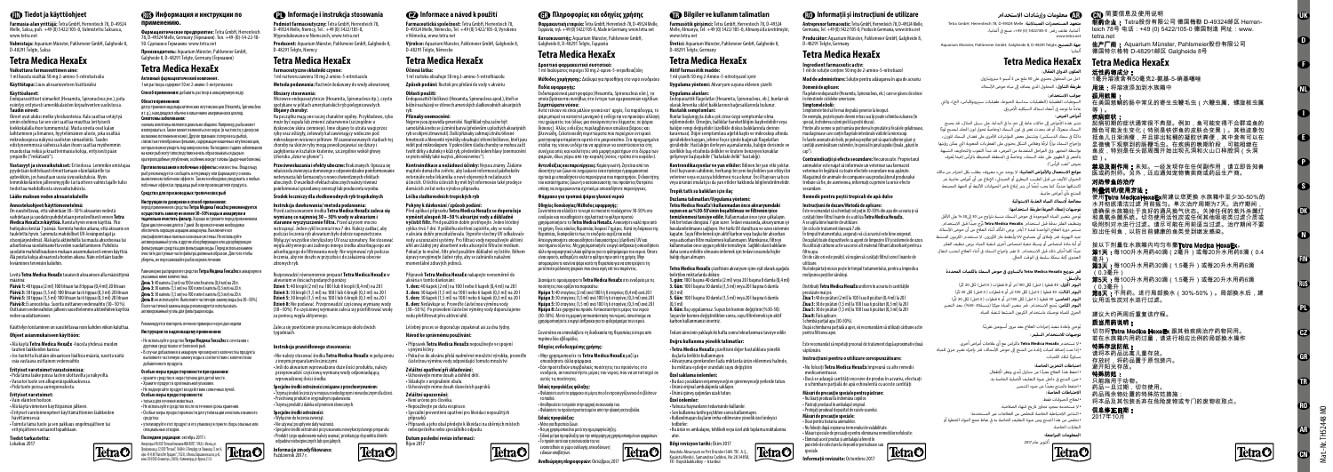# FIN Tiedot ja käyttöohjeet

**Farmaseuttinen valmistaja:** Tetra GmbH, Herrenteich 78, D-49324 Melle, Saksa, puh. +49 (0) 5422/105-0, Valmistettu Saksassa, www.tetra.net

**Valmistaja:** Aquarium Münster, Pahlsmeier GmbH, Galgheide 8, D-48291 Telgte, Saksa

## Tetra Medica HexaEx

**Vaikuttava farmaseuttinen aine:**
1 ml liuosta sisältää 50 mg 2-amino-5-nitrotiatsolia

**Käyttötapa:** Liuos akvaarioveteen liuotettavaksi

**Käyttökohteet:**
Endoparasiittitaudit (Hexamita, Spironucleus jne.), joita esiintyy erityisesti amerikkalaisten kirjoahventen suolistossa.

**Taudin oireet:**
Oireet ovat aluksi melko tyypillisiä. Kalat saattavat erityisesti erittää vaaleaa, limaista ulostetta ja niiden ruokahalu heikkenee. Myöhemmin kalat laihtuvat, päähän ja kylkiviivaan saattaa muodostua kuoppia tai reikiä (reikätauti).

**Vasta-aiheet:**
Tetra Medica HexaEx -valmistetta ei pidä käyttää, jos akvaariossa on selkärangattomia (esim. katkarapuja, etanoita).

**Vuorovaikutus muiden lääkkeiden kanssa:**
Vuorovaikutuksia muiden lääkkeiden kanssa ei tunneta. Muiden kalalääkkeiden samanaikaista käyttöä tulee välttää.

**Lääke muiden eläimille kuin kaloille:**
Ei saa käyttää muille eläimille kuin koristekaloille.

**Annostelu ja antotapa:**
Levitä Tetra Medica HexaEx -tuotetta akvaarioon seuraavasti:

- **Päivä 1:** 40 tippaa (2 ml) 100 litraa kohti tippoina (0,4 ml/20 l)
- **Päivä 2:** 30 tippaa (1,5 ml) 100 litraa kohti (0,3 ml/20 l)
- **Päivä 3:** 30 tippaa (1,5 ml) 100 litraa kohti (0,3 ml/20 l)
- **Päivä 5:** 30 tippaa (1,5 ml) 100 litraa kohti (0,3 ml/20 l)
- **Päivä 8:** Vedenvaihto (30–50 %). Hoito on päättynyt.

Kiertovesipumpun ja ilmastuksen on oltava käynnissä hoidon ajan. Hiilisuodatin on poistettava.

**Erityiset varotoimenpiteet:**
- Säilytä lasten ulottumattomissa.
- Ei saa niellä.
- Pidettävä erillään elintarvikkeista.

**Viimeinen käyttöpäivä:**
Ks. pakkaus.

**Tiedot tarkastettu:**
Lokakuu 2017

---

# RUS Информация и инструкции по применению

**Фармацевтический производитель:** Tetra GmbH, Herrenteich 78, D-49324 Melle, Germany (Германия). Тел. +49-(0)-54 22-10-50. Сделано в Германии. www.tetra.net

**Производитель:** Aquarium Münster, Pahlsmeier GmbH, Galgheide 8, D-48291 Telgte, Germany (Германия)

## Tetra Medica HexaEx

**Активный фармацевтический компонент:**
1 мл раствора содержит 50 мг 2-амино-5-нитротиазола

**Способ применения:** добавить раствор в аквариумную воду

**Область применения:**
Для лечения эндопаразитарных инфекций (Hexamita, Spironucleus и т.д.), возникающих в кишечнике американских цихлид.

**Симптомы заболевания:**
Симптомы заболевания поначалу малозаметны. Рыбы могут выделять белые слизистые экскременты, теряют аппетит. Позднее наблюдается истощение, появление ямок и отверстий в области головы и боковой линии (болезнь «дырявой головы»).

**Противопоказания:**
Препарат Tetra Medica HexaEx нельзя применять в аквариумах, где содержатся беспозвоночные (например, креветки, улитки).

**Взаимодействие с другими лекарственными средствами:**
Взаимодействие с другими лекарственными средствами не известно. Следует избегать одновременного применения других средств для лечения рыб.

**Средства для производственных (пищевых) животных:**
Не применять для других животных, кроме декоративных рыб.

**Инструкция по дозировке и способ применения:**
Рекомендуется добавлять препарат **Tetra Medica HexaEx** в аквариум следующим образом:

- **День 1:** 40 капель (2 мл) на 100 л воды (0,4 мл на 20 л)
- **День 2:** 30 капель (1,5 мл) на 100 л воды (0,3 мл на 20 л)
- **День 3:** 30 капель (1,5 мл) на 100 л воды (0,3 мл на 20 л)
- **День 5:** 30 капель (1,5 мл) на 100 л воды (0,3 мл на 20 л)
- **День 8:** замените часть воды (30–50 %). Лечение закончено.

Во время лечения необходимо обеспечить аэрацию воды. Угольный фильтр следует удалить.

**Особые меры предосторожности при хранении:**
- Хранить в недоступном для детей месте.
- Не принимать внутрь.
- Хранить отдельно от пищевых продуктов.

**Срок годности:** см. упаковку.

**Последняя редакция:** октябрь 2017 г.

---

# PL Informacje i instrukcja stosowania

**Podmiot farmaceutyczny:** Tetra GmbH, Herrenteich 78, D-49324 Melle, Niemcy, Tel. +49 (0) 5422/105-0, Wyprodukowano w Niemczech, www.tetra.net

**Producent:** Aquarium Münster, Pahlsmeier GmbH, Galgheide 8, D-48291 Telgte, Niemcy

## Tetra Medica HexaEx

**Farmaceutyczne składniki czynne:**
1 ml roztworu zawiera 50 mg 2-amino-5-nitrotiazolu

**Metoda podawania:** Roztwór dodawany do wody akwariowej

**Obszary stosowania:**
Wiciowce endopasożytnicze (Hexamita, Spironucleus itp.), często spotykane w jelitach amerykańskich ryb pielęgnicowatych.

**Objawy choroby:**
Na początku mogą one nie być charakterystyczne. Przykładowo, ryby mogą wydalać białe, śluzowate odchody i tracić apetyt. Później ryby chudną, a na głowie i wzdłuż linii bocznej mogą pojawiać się wgłębienia lub otwory (choroba „dziur w głowie").

**Przeciwwskazania i efekty uboczne:**
Nie należy stosować preparatu Tetra Medica HexaEx w akwariach z bezkręgowcami (np. krewetki, ślimaki).

**Interakcje z innymi lekami:**
Brak znanych interakcji z innymi lekami. Należy unikać jednoczesnego stosowania innych leków dla ryb.

**Środek leczniczy dla zwierząt:**
Stosować wyłącznie u ryb ozdobnych.

**Instrukcja dawkowania i metoda podawania:**
Preparat **Tetra Medica HexaEx** należy stosować w akwarium w następujący sposób:

- **Dzień 1:** 40 kropli (2 ml) na 100 l wody (0,4 ml na 20 l)
- **Dzień 2:** 30 kropli (1,5 ml) na 100 l wody (0,3 ml na 20 l)
- **Dzień 3:** 30 kropli (1,5 ml) na 100 l wody (0,3 ml na 20 l)
- **Dzień 5:** 30 kropli (1,5 ml) na 100 l wody (0,3 ml na 20 l)
- **Dzień 8:** Podmiana części wody (30–50 %). Leczenie zakończone.

Podczas leczenia należy zapewnić napowietrzanie wody. Należy usunąć filtr z węglem aktywnym.

**Szczególne środki ostrożności:**
- Przechowywać w miejscu niedostępnym dla dzieci.
- Nie połykać.
- Przechowywać z dala od żywności.

**Termin ważności:** Patrz opakowanie.

**Informacje zmodyfikowano:** Październik 2017 r.

---

# CZ Informace a návod k použití

**Farmaceutický výrobce:** Tetra GmbH, Herrenteich 78, D-49324 Melle, Německo, tel. +49 (0) 5422/105-0, Vyrobeno v Německu, www.tetra.net

**Výrobce:** Aquarium Münster, Pahlsmeier GmbH, Galgheide 8, D-48291 Telgte, Německo

## Tetra Medica HexaEx

**Účinná látka:**
1 ml roztoku obsahuje 50 mg 2-amino-5-nitrothiazolu

**Způsob podání:** Roztok se přidává do akvarijní vody

**Oblasti použití:**
Endoparazitičtí bičíkovci (Hexamita, Spironucleus apod.), kteří se běžně nacházejí ve střevech amerických cichlid.

**Příznaky onemocnění:**
Nejdříve jsou příznaky poměrně nenápadné. Ryby mohou vylučovat bílý, slizovitý trus a ztrácet chuť k jídlu. Později ryby hubnou a na hlavě a podél postranní čáry se mohou objevit jamky nebo otvory (nemoc děr v hlavě).

**Kontraindikace a nežádoucí účinky:**
Přípravek Tetra Medica HexaEx nepoužívejte v akváriích s bezobratlými živočichy (např. krevety, šneci).

**Interakce s jinými léky:**
Interakce s jinými léky nejsou známy. Vyhněte se současnému použití jiných léků pro ryby.

**Lék pro zvířata:**
Nepoužívejte u jiných zvířat než okrasných ryb.

**Pokyny k dávkování a způsob podání:**
Přípravek **Tetra Medica HexaEx** se dávkuje do akvária následovně:

- **1. den:** 40 kapek (2 ml) na 100 l vody (0,4 ml na 20 l)
- **2. den:** 30 kapek (1,5 ml) na 100 l vody (0,3 ml na 20 l)
- **3. den:** 30 kapek (1,5 ml) na 100 l vody (0,3 ml na 20 l)
- **5. den:** 30 kapek (1,5 ml) na 100 l vody (0,3 ml na 20 l)
- **8. den:** Částečná výměna vody (30–50 %). Léčba je ukončena.

Během léčby zajistěte provzdušňování vody. Uhlíkový filtr je nutno odstranit.

**Zvláštní opatření při skladování:**
- Uchovávejte mimo dosah dětí.
- Nepožívejte.
- Uchovávejte mimo dosah potravin.

**Doba použitelnosti:** Viz obal.

**Datum poslední revize informací:** Říjen 2017

---

# GR Πληροφορίες και οδηγίες χρήσης

**Φαρμακευτικός παραγωγός:** Tetra GmbH, Herrenteich 78, D-49324 Melle, Γερμανία, τηλ. +49 (0) 5422/105-0, Κατασκευάζεται στη Γερμανία, www.tetra.net

**Κατασκευαστής:** Aquarium Münster, Pahlsmeier GmbH, Galgheide 8, D-48291 Telgte, Γερμανία

## Tetra Medica HexaEx

**Δραστικό φαρμακευτικό συστατικό:**
1 ml διαλύματος περιέχει 50 mg 2-αμινο-5-νιτροθειαζόλης

**Μέθοδος χορήγησης:** Διάλυμα για προσθήκη στο νερό ενυδρείου

**Πεδία εφαρμογής:**
Ενδοπαρασιτικά μαστιγοφόρα (Hexamita, Spironucleus κ.λπ.), τα οποία εμφανίζονται συχνά στο έντερο των αμερικανικών κιχλίδων.

**Συμπτώματα νόσου:**
Αρχικά τα συμπτώματα είναι μάλλον μη χαρακτηριστικά. Τα ψάρια μπορεί να αποβάλλουν λευκά, βλεννώδη περιττώματα και να χάνουν την όρεξή τους. Αργότερα τα ψάρια αδυνατίζουν και μπορεί να εμφανιστούν κοιλότητες ή οπές στο κεφάλι και κατά μήκος της πλευρικής γραμμής (ασθένεια της «τρύπας στο κεφάλι»).

**Αντενδείξεις και ανεπιθύμητες ενέργειες:**
Το Tetra Medica HexaEx δεν πρέπει να χρησιμοποιείται σε ενυδρεία με ασπόνδυλα (π.χ. γαρίδες, σαλιγκάρια).

**Αλληλεπιδράσεις με άλλα φάρμακα:**
Δεν είναι γνωστές αλληλεπιδράσεις με άλλα φάρμακα. Αποφύγετε την ταυτόχρονη χρήση άλλων φαρμάκων για ψάρια.

**Φάρμακο για ζώα:**
Δεν πρέπει να χρησιμοποιείται σε άλλα ζώα εκτός από διακοσμητικά ψάρια.

**Οδηγίες δοσολογίας και μέθοδος χορήγησης:**
Το **Tetra Medica HexaEx** χορηγείται στο ενυδρείο ως εξής:

- **Ημέρα 1:** 40 σταγόνες (2 ml) ανά 100 l (0,4 ml ανά 20 l)
- **Ημέρα 2:** 30 σταγόνες (1,5 ml) ανά 100 l (0,3 ml ανά 20 l)
- **Ημέρα 3:** 30 σταγόνες (1,5 ml) ανά 100 l (0,3 ml ανά 20 l)
- **Ημέρα 5:** 30 σταγόνες (1,5 ml) ανά 100 l (0,3 ml ανά 20 l)
- **Ημέρα 8:** Μερική αλλαγή νερού (30–50 %). Η θεραπεία ολοκληρώθηκε.

Κατά τη διάρκεια της θεραπείας πρέπει να εξασφαλίζεται ο αερισμός του νερού. Αφαιρέστε το φίλτρο ενεργού άνθρακα.

**Ειδικές προφυλάξεις:**
- Φυλάσσεται μακριά από παιδιά.
- Να μην καταπίνεται.
- Φυλάσσεται μακριά από τρόφιμα.

**Ημερομηνία λήξης:** Βλ. συσκευασία.

**Αναθεώρηση πληροφοριών:** Οκτώβριος 2017

---

# TR Bilgiler ve kullanım talimatları

**Farmasötik girişimci:** Tetra GmbH, Herrenteich 78, D-49324 Melle, Almanya, Tel. +49 (0) 5422/105-0, Almanya'da üretilmiştir, www.tetra.net

**Üretici:** Aquarium Münster, Pahlsmeier GmbH, Galgheide 8, D-48291 Telgte, Almanya

## Tetra Medica HexaEx

**Aktif farmasötik madde:**
1 ml çözelti 50 mg 2-Amino-5-nitrotiyazol içerir

**Uygulama yöntemi:** Akvaryum suyuna eklenen çözelti

**Uygulama alanları:**
Özellikle Amerikan çiklitlerinin bağırsağında sıkça görülen endoparazit kamçılılar (Hexamita, Spironucleus, vb.).

**Hastalık semptomları:**
Başlangıçta semptomlar pek belirgin değildir. Balıklar beyaz, sümüksü dışkı bırakabilir ve iştahlarını kaybedebilir. Daha sonra balıklar zayıflar ve baş bölgesinde ve yan çizgi boyunca çukurlar veya delikler oluşabilir ("kafada delik" hastalığı).

**Kontrendikasyonlar ve yan etkiler:**
Tetra Medica HexaEx omurgasız canlıların (örneğin karides, salyangoz) bulunduğu akvaryumlarda kullanılmamalıdır.

**Diğer ilaçlarla etkileşimler:**
Diğer ilaçlarla bilinen bir etkileşimi yoktur. Başka balık ilaçlarının aynı anda kullanılmasından kaçınılmalıdır.

**Hayvanlar için ilaç:**
Süs balıkları dışındaki hayvanlarda kullanılmamalıdır.

**Doğru kullanıma yönelik talimatlar:**
**Tetra Medica HexaEx** akvaryuma şu şekilde uygulanır:

- **1. Gün:** 100 litreye 40 damla (2 ml) (20 litreye 0,4 ml)
- **2. Gün:** 100 litreye 30 damla (1,5 ml) (20 litreye 0,3 ml)
- **3. Gün:** 100 litreye 30 damla (1,5 ml) (20 litreye 0,3 ml)
- **5. Gün:** 100 litreye 30 damla (1,5 ml) (20 litreye 0,3 ml)
- **8. Gün:** Kısmi su değişimi (%30–50). Tedavi sona ermiştir.

Tedavi süresince havalandırma sağlanmalıdır. Karbon filtre çıkarılmalıdır.

**Özel önlemler:**
- Çocukların ulaşamayacağı yerlerde saklayınız.
- Yutmayınız.
- Gıdalardan uzak tutunuz.

**Son kullanma tarihi:** Ambalaja bakınız.

**Bilgi revizyon tarihi:** Ekim 2017

Anadolu Akvaryum ve Pet Ürünleri San. Tic. A.Ş.

---

# RO Informații și instrucțiuni de utilizare

**Întreprindere farmaceutică:** Tetra GmbH, Herrenteich 78, D-49324 Melle, Germania, Tel. +49 (0) 5422/105-0, Produs în Germania, www.tetra.net

**Producător:** Aquarium Münster, Pahlsmeier GmbH, Galgheide 8, D-48291 Telgte, Germania

## Tetra Medica HexaEx

**Ingredient farmaceutic activ:**
1 ml de soluție conține 50 mg 2-amino-5-nitrotiazol

**Mod de administrare:** Soluție pentru adăugarea în apa de acvariu

**Domenii de aplicare:**
Flagelate endoparazite (Hexamita, Spironucleus etc.), care se găsesc de obicei în intestinul ciclidelor americane.

**Simptomele bolii:**
Simptomele nu sunt specifice la început. De exemplu, peștii pot elimina excremente albe, mucoase și își pot pierde pofta de mâncare. Ulterior peștii slăbesc și pot apărea adâncituri sau găuri pe cap și de-a lungul liniei laterale (boala „găurilor în cap").

**Contraindicații și efecte secundare:**
Tetra Medica HexaEx nu trebuie folosit în acvarii în care se află nevertebrate (de ex. creveți, melci).

**Interacțiuni cu alte medicamente:**
Nu se cunosc interacțiuni cu alte medicamente. Evitați utilizarea simultană a altor medicamente pentru pești.

**Medicament pentru animale:**
A nu se utiliza la alte animale decât peștii ornamentali.

**Instrucțiuni de dozare și mod de administrare:**
**Tetra Medica HexaEx** se administrează în acvariu după cum urmează:

- **Ziua 1:** 40 picături (2 ml) la 100 l (0,4 ml la 20 l)
- **Ziua 2:** 30 picături (1,5 ml) la 100 l (0,3 ml la 20 l)
- **Ziua 3:** 30 picături (1,5 ml) la 100 l (0,3 ml la 20 l)
- **Ziua 5:** 30 picături (1,5 ml) la 100 l (0,3 ml la 20 l)
- **Ziua 8:** Schimbare parțială a apei (30–50 %). Tratamentul s-a încheiat.

În timpul tratamentului trebuie asigurată aerarea apei. Filtrul cu cărbune trebuie îndepărtat.

**Precauții speciale:**
- A nu se lăsa la îndemâna copiilor.
- A nu se înghiți.
- A se păstra departe de alimente.

**Data expirării:** A se vedea ambalajul.

**Informații revizuite:** Octombrie 2017

---

# AR معلومات وإرشادات الاستخدام

**الشركة المصنعة للدواء:** Tetra GmbH, Herrenteich 78, D-49324 Melle, ألمانيا، هاتف +49 (0) 5422/105-0، صنع في ألمانيا، www.tetra.net

**الشركة المنتجة:** Aquarium Münster, Pahlsmeier GmbH, Galgheide 8, D-48291 Telgte، ألمانيا

## Tetra Medica HexaEx

**المادة الدوائية الفعالة:**
1 مل من المحلول يحتوي على 50 مجم من 2-أمينو-5-نيتروثيازول

**طريقة الإعطاء:** محلول يضاف إلى مياه حوض الأسماك

**مجالات الاستخدام:**
السوطيات الطفيلية الداخلية (Hexamita، Spironucleus، إلخ) والتي توجد عادة في أمعاء أسماك السيكليد الأمريكية.

**أعراض المرض:**
الأعراض في البداية غير مميزة. قد تطرح الأسماك فضلات بيضاء مخاطية وتفقد شهيتها. وفي وقت لاحق تنحف الأسماك وقد تظهر حفر أو ثقوب في منطقة الرأس وعلى طول الخط الجانبي (مرض ثقوب الرأس).

**موانع الاستخدام والآثار الجانبية:**
لا يجوز استخدام Tetra Medica HexaEx في أحواض تحتوي على لافقاريات (مثل الجمبري والقواقع).

**التفاعلات مع أدوية أخرى:**
لا توجد تفاعلات معروفة مع أدوية أخرى. يجب تجنب الاستخدام المتزامن لأدوية أسماك أخرى.

**دواء للحيوانات:**
لا يستخدم لحيوانات أخرى غير أسماك الزينة.

**تعليمات الجرعات وطريقة الإعطاء:**
يضاف **Tetra Medica HexaEx** إلى الحوض على النحو التالي:

- **اليوم 1:** 40 قطرة (2 مل) لكل 100 لتر (0.4 مل لكل 20 لتر)
- **اليوم 2:** 30 قطرة (1.5 مل) لكل 100 لتر (0.3 مل لكل 20 لتر)
- **اليوم 3:** 30 قطرة (1.5 مل) لكل 100 لتر (0.3 مل لكل 20 لتر)
- **اليوم 5:** 30 قطرة (1.5 مل) لكل 100 لتر (0.3 مل لكل 20 لتر)
- **اليوم 8:** تغيير جزئي للمياه (30–50%). انتهى العلاج.

يجب ضمان تهوية المياه أثناء العلاج. يجب إزالة فلتر الكربون.

**احتياطات خاصة:**
- يحفظ بعيدا عن متناول الأطفال.
- لا يبلع.
- يحفظ بعيدا عن المواد الغذائية.

**تاريخ انتهاء الصلاحية:** انظر العبوة.

**تاريخ مراجعة المعلومات:** أكتوبر 2017

---

# CN 简要信息及使用说明

**药品厂商：** Tetra股份有限公司 德国梅勒 D-49324號 Herrenteich 78號 電話：+49 (0) 5422/105-0 德國製造 网址：www.tetra.net

**生产商：** Aquarium Münster, Pahlsmeier股份有限公司 德国特尔格特 D-48291號 Galgheide 8號

## Tetra Medica HexaEx

**活性药物成分：**
1毫升溶液含有50毫克2-氨基-5-硝基噻唑

**用法：** 将溶液添加到水族箱中

**适用范围：**
内寄生鞭毛虫（六鞭毛虫、旋核鞭毛虫等），常见于美洲慈鲷的肠道中。

**疾病症状：**
起初症状相对不明显。例如，鱼可能会排出白色黏液状粪便并失去食欲。后期鱼体消瘦，头部和侧线处可能出现凹坑或孔洞（洞头病）。

**禁忌及副作用：**
水族箱中有无脊椎动物（如虾、蜗牛）时，不得使用Tetra Medica HexaEx。

**与其他药物的相互作用：**
尚不清楚与其他药物的相互作用。应避免同时使用其他鱼药。

**动物用药：**
不得用于观赏鱼以外的动物。

**剂量说明和用法：**
按以下剂量在水族箱内均匀添加 **Tetra Medica HexaEx**：

- **第1天：** 每100升水用40滴（2毫升）或每20升水用0.4毫升
- **第2天：** 每100升水用30滴（1.5毫升）或每20升水用0.3毫升
- **第3天：** 每100升水用30滴（1.5毫升）或每20升水用0.3毫升
- **第5天：** 每100升水用30滴（1.5毫升）或每20升水用0.3毫升
- **第8天：** 部分换水（30–50%）。治疗结束。

治疗期间须保证水体充氧。应移除活性炭过滤器。

**特别注意事项：**
- 请放在儿童接触不到的地方。
- 切勿吞服。
- 远离食品存放。

**有效期：** 见包装。

**信息修订日期：** 2017年10月